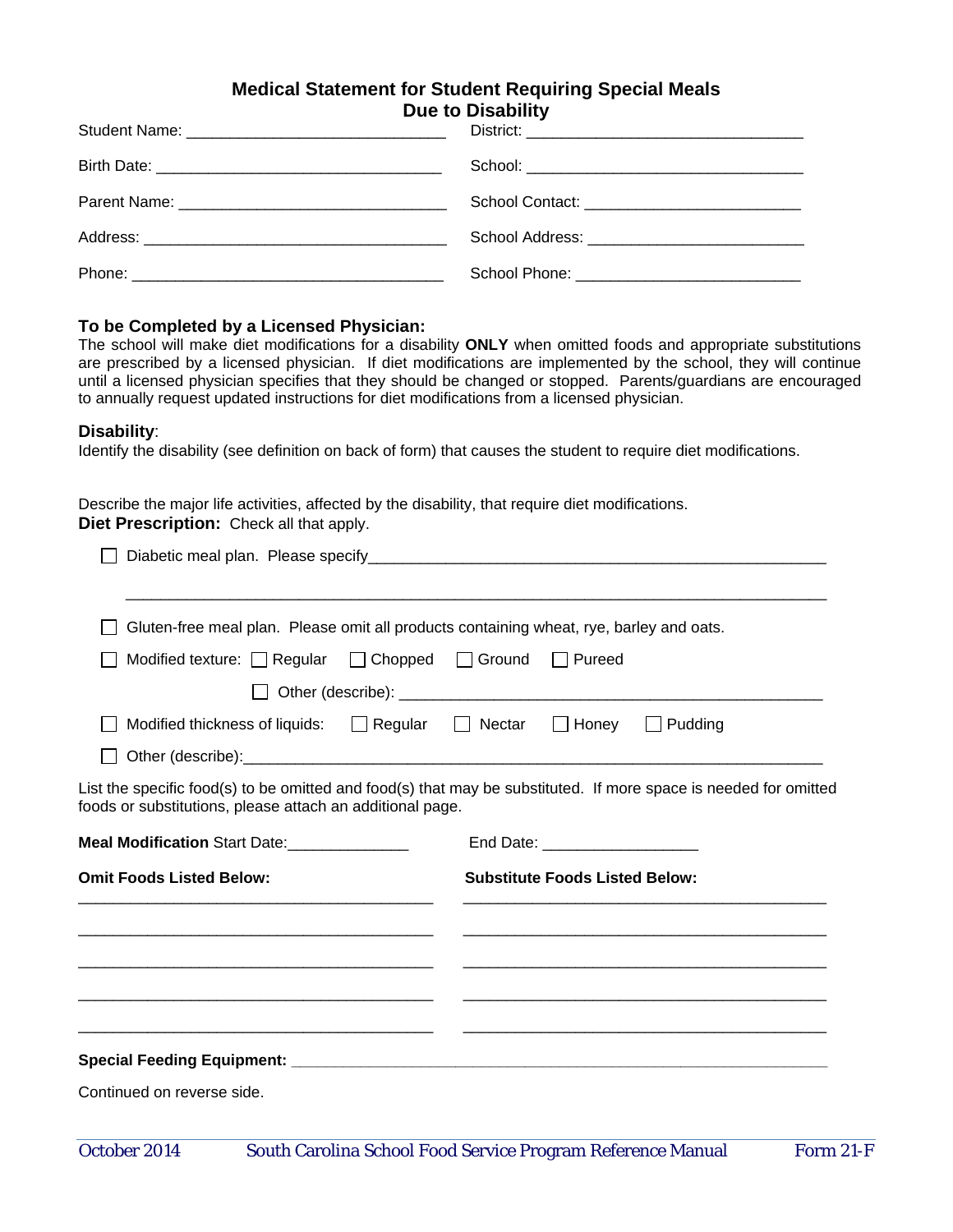# Medical Statement for Student Requiring Special Meals Due to Disability

Student Name: ______________________________ District: ________________________________

Birth Date: _________________________________ School: ________________________________

Parent Name: _______________________________ School Contact: ________________________

Address: ___________________________________ School Address: ________________________

Phone: _____________________________________ School Phone: _________________________

**To be Completed by a Licensed Physician:**

The school will make diet modifications for a disability **ONLY** when omitted foods and appropriate substitutions are prescribed by a licensed physician. If diet modifications are implemented by the school, they will continue until a licensed physician specifies that they should be changed or stopped. Parents/guardians are encouraged to annually request updated instructions for diet modifications from a licensed physician.

**Disability**:

Identify the disability (see definition on back of form) that causes the student to require diet modifications.

Describe the major life activities, affected by the disability, that require diet modifications.

**Diet Prescription:** Check all that apply.

- ☐ Diabetic meal plan. Please specify_______________________________________________________

  ________________________________________________________________________________

- ☐ Gluten-free meal plan. Please omit all products containing wheat, rye, barley and oats.
- ☐ Modified texture: ☐ Regular ☐ Chopped ☐ Ground ☐ Pureed

  ☐ Other (describe): ______________________________________________

- ☐ Modified thickness of liquids: ☐ Regular ☐ Nectar ☐ Honey ☐ Pudding
- ☐ Other (describe):_________________________________________________________________

List the specific food(s) to be omitted and food(s) that may be substituted. If more space is needed for omitted foods or substitutions, please attach an additional page.

**Meal Modification** Start Date:______________ End Date: __________________

| **Omit Foods Listed Below:** | **Substitute Foods Listed Below:** |
|---|---|
| ________________________________________ | ________________________________________ |
| ________________________________________ | ________________________________________ |
| ________________________________________ | ________________________________________ |
| ________________________________________ | ________________________________________ |
| ________________________________________ | ________________________________________ |

**Special Feeding Equipment:** ___________________________________________________________

Continued on reverse side.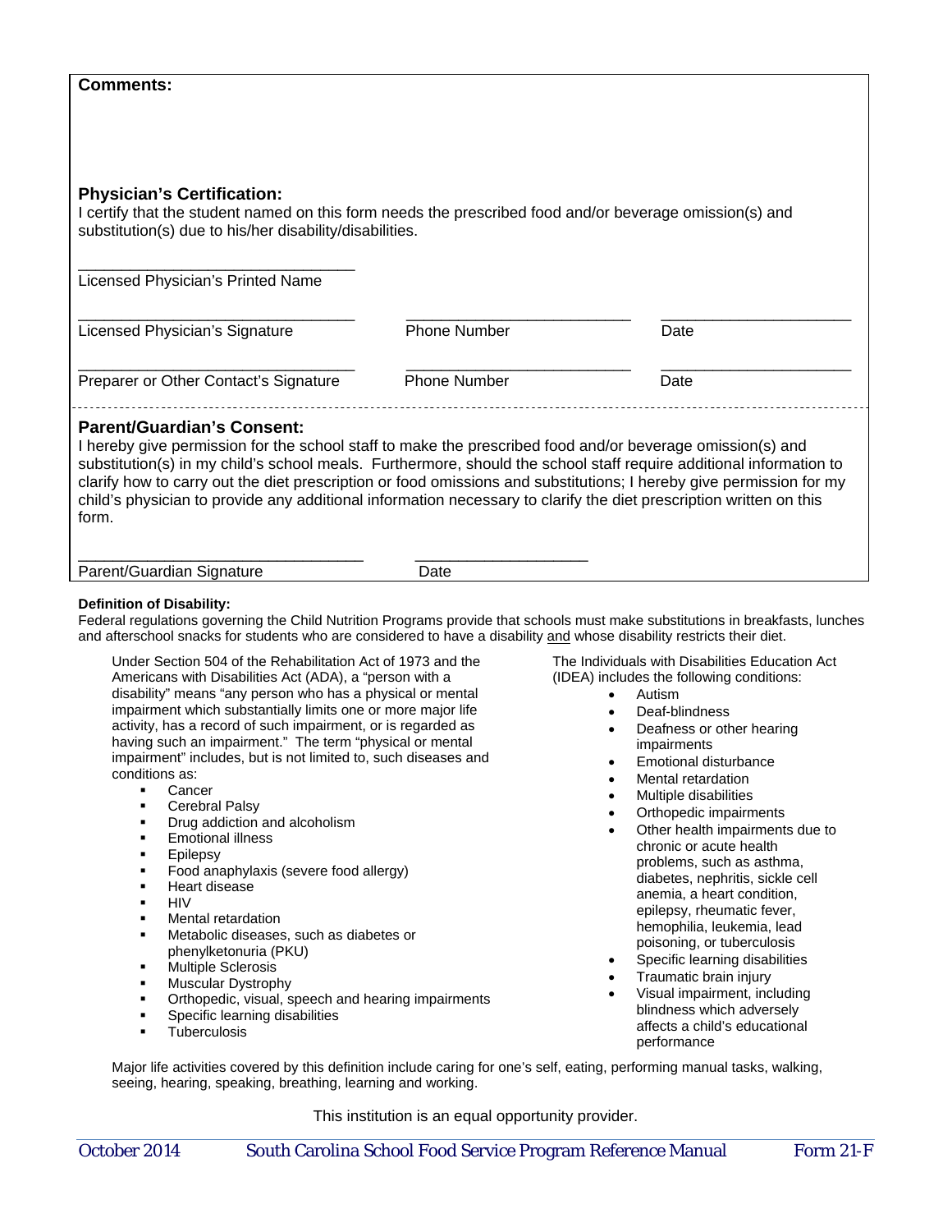**Comments:**

**Physician's Certification:**

I certify that the student named on this form needs the prescribed food and/or beverage omission(s) and substitution(s) due to his/her disability/disabilities.

\_\_\_\_\_\_\_\_\_\_\_\_\_\_\_\_\_\_\_\_\_\_\_\_\_\_\_\_\_\_\_\_
Licensed Physician's Printed Name

| | | |
|---|---|---|
| \_\_\_\_\_\_\_\_\_\_\_\_\_\_\_\_\_\_\_\_\_\_\_\_ | \_\_\_\_\_\_\_\_\_\_\_\_\_\_\_\_\_\_\_\_\_\_\_\_ | \_\_\_\_\_\_\_\_\_\_\_\_\_\_\_\_\_\_\_\_ |
| Licensed Physician's Signature | Phone Number | Date |
| \_\_\_\_\_\_\_\_\_\_\_\_\_\_\_\_\_\_\_\_\_\_\_\_ | \_\_\_\_\_\_\_\_\_\_\_\_\_\_\_\_\_\_\_\_\_\_\_\_ | \_\_\_\_\_\_\_\_\_\_\_\_\_\_\_\_\_\_\_\_ |
| Preparer or Other Contact's Signature | Phone Number | Date |

**Parent/Guardian's Consent:**

I hereby give permission for the school staff to make the prescribed food and/or beverage omission(s) and substitution(s) in my child's school meals. Furthermore, should the school staff require additional information to clarify how to carry out the diet prescription or food omissions and substitutions; I hereby give permission for my child's physician to provide any additional information necessary to clarify the diet prescription written on this form.

| | |
|---|---|
| \_\_\_\_\_\_\_\_\_\_\_\_\_\_\_\_\_\_\_\_\_\_\_\_ | \_\_\_\_\_\_\_\_\_\_\_\_\_\_\_\_\_\_\_\_ |
| Parent/Guardian Signature | Date |

**Definition of Disability:**

Federal regulations governing the Child Nutrition Programs provide that schools must make substitutions in breakfasts, lunches and afterschool snacks for students who are considered to have a disability and whose disability restricts their diet.

Under Section 504 of the Rehabilitation Act of 1973 and the Americans with Disabilities Act (ADA), a "person with a disability" means "any person who has a physical or mental impairment which substantially limits one or more major life activity, has a record of such impairment, or is regarded as having such an impairment." The term "physical or mental impairment" includes, but is not limited to, such diseases and conditions as:

- Cancer
- Cerebral Palsy
- Drug addiction and alcoholism
- Emotional illness
- Epilepsy
- Food anaphylaxis (severe food allergy)
- Heart disease
- HIV
- Mental retardation
- Metabolic diseases, such as diabetes or phenylketonuria (PKU)
- Multiple Sclerosis
- Muscular Dystrophy
- Orthopedic, visual, speech and hearing impairments
- Specific learning disabilities
- Tuberculosis

The Individuals with Disabilities Education Act (IDEA) includes the following conditions:

- Autism
- Deaf-blindness
- Deafness or other hearing impairments
- Emotional disturbance
- Mental retardation
- Multiple disabilities
- Orthopedic impairments
- Other health impairments due to chronic or acute health problems, such as asthma, diabetes, nephritis, sickle cell anemia, a heart condition, epilepsy, rheumatic fever, hemophilia, leukemia, lead poisoning, or tuberculosis
- Specific learning disabilities
- Traumatic brain injury
- Visual impairment, including blindness which adversely affects a child's educational performance

Major life activities covered by this definition include caring for one's self, eating, performing manual tasks, walking, seeing, hearing, speaking, breathing, learning and working.

This institution is an equal opportunity provider.